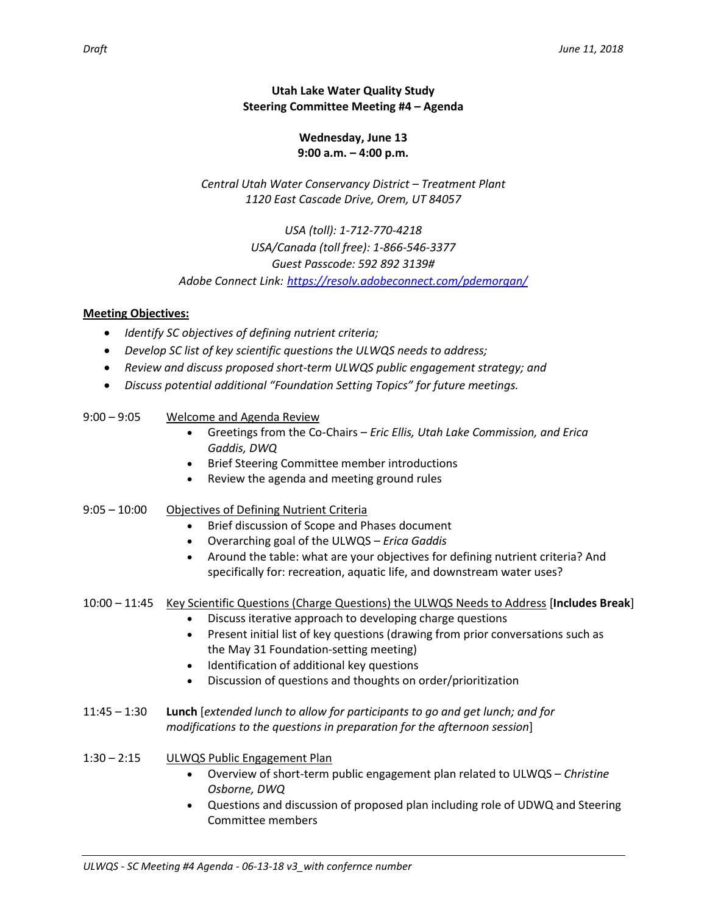**Utah Lake Water Quality Study**
**Steering Committee Meeting #4 – Agenda**

**Wednesday, June 13**
**9:00 a.m. – 4:00 p.m.**

*Central Utah Water Conservancy District – Treatment Plant*
*1120 East Cascade Drive, Orem, UT 84057*

*USA (toll): 1-712-770-4218*
*USA/Canada (toll free): 1-866-546-3377*
*Guest Passcode: 592 892 3139#*
*Adobe Connect Link: https://resolv.adobeconnect.com/pdemorgan/*

**Meeting Objectives:**

- *Identify SC objectives of defining nutrient criteria;*
- *Develop SC list of key scientific questions the ULWQS needs to address;*
- *Review and discuss proposed short-term ULWQS public engagement strategy; and*
- *Discuss potential additional "Foundation Setting Topics" for future meetings.*

9:00 – 9:05 Welcome and Agenda Review

- Greetings from the Co-Chairs – *Eric Ellis, Utah Lake Commission, and Erica Gaddis, DWQ*
- Brief Steering Committee member introductions
- Review the agenda and meeting ground rules

9:05 – 10:00 Objectives of Defining Nutrient Criteria

- Brief discussion of Scope and Phases document
- Overarching goal of the ULWQS – *Erica Gaddis*
- Around the table: what are your objectives for defining nutrient criteria? And specifically for: recreation, aquatic life, and downstream water uses?

10:00 – 11:45 Key Scientific Questions (Charge Questions) the ULWQS Needs to Address [**Includes Break**]

- Discuss iterative approach to developing charge questions
- Present initial list of key questions (drawing from prior conversations such as the May 31 Foundation-setting meeting)
- Identification of additional key questions
- Discussion of questions and thoughts on order/prioritization

11:45 – 1:30 **Lunch** [*extended lunch to allow for participants to go and get lunch; and for modifications to the questions in preparation for the afternoon session*]

1:30 – 2:15 ULWQS Public Engagement Plan

- Overview of short-term public engagement plan related to ULWQS – *Christine Osborne, DWQ*
- Questions and discussion of proposed plan including role of UDWQ and Steering Committee members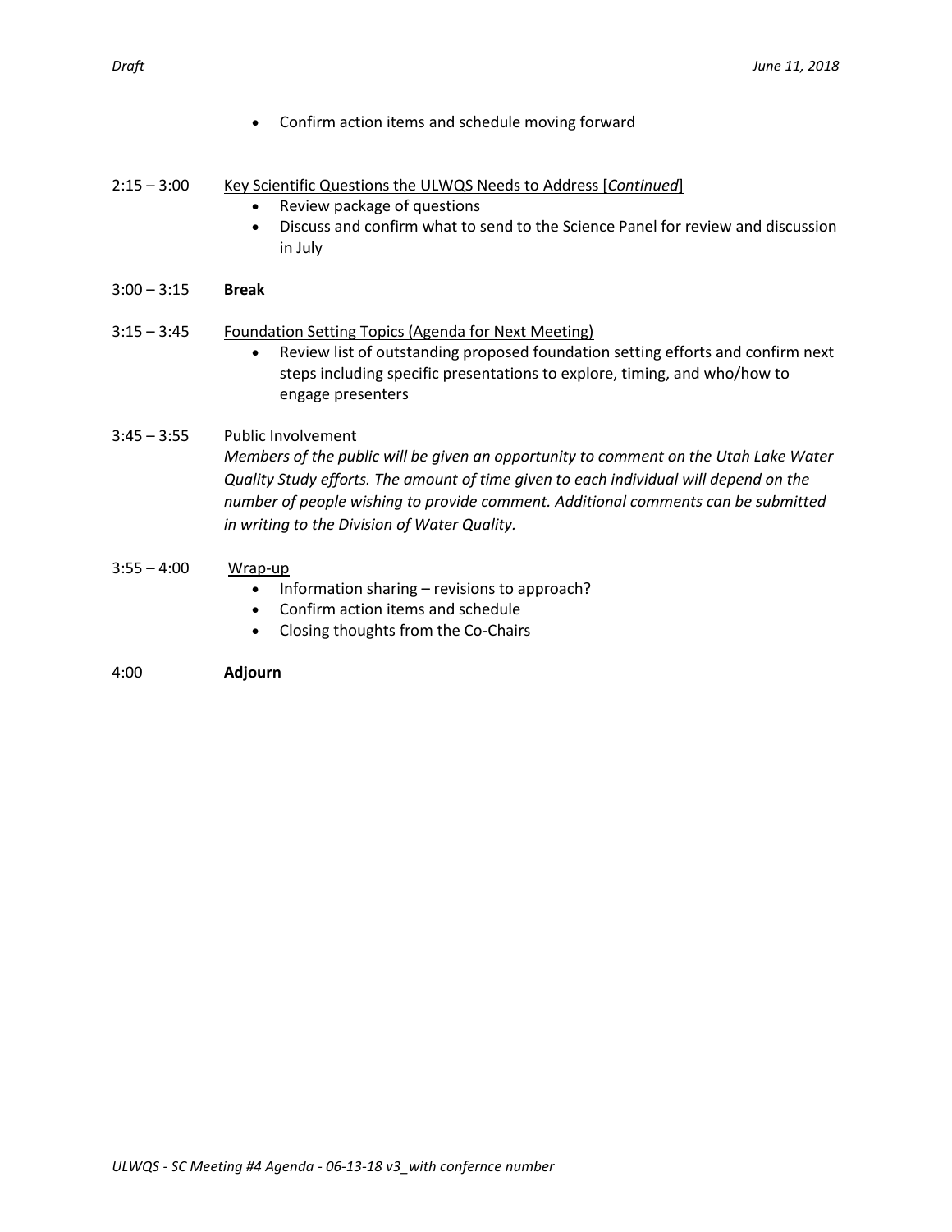- Confirm action items and schedule moving forward

2:15 – 3:00 Key Scientific Questions the ULWQS Needs to Address [*Continued*]

- Review package of questions
- Discuss and confirm what to send to the Science Panel for review and discussion in July

3:00 – 3:15 **Break**

3:15 – 3:45 Foundation Setting Topics (Agenda for Next Meeting)

- Review list of outstanding proposed foundation setting efforts and confirm next steps including specific presentations to explore, timing, and who/how to engage presenters

3:45 – 3:55 Public Involvement

*Members of the public will be given an opportunity to comment on the Utah Lake Water Quality Study efforts. The amount of time given to each individual will depend on the number of people wishing to provide comment. Additional comments can be submitted in writing to the Division of Water Quality.*

3:55 – 4:00 Wrap-up

- Information sharing – revisions to approach?
- Confirm action items and schedule
- Closing thoughts from the Co-Chairs

4:00 **Adjourn**